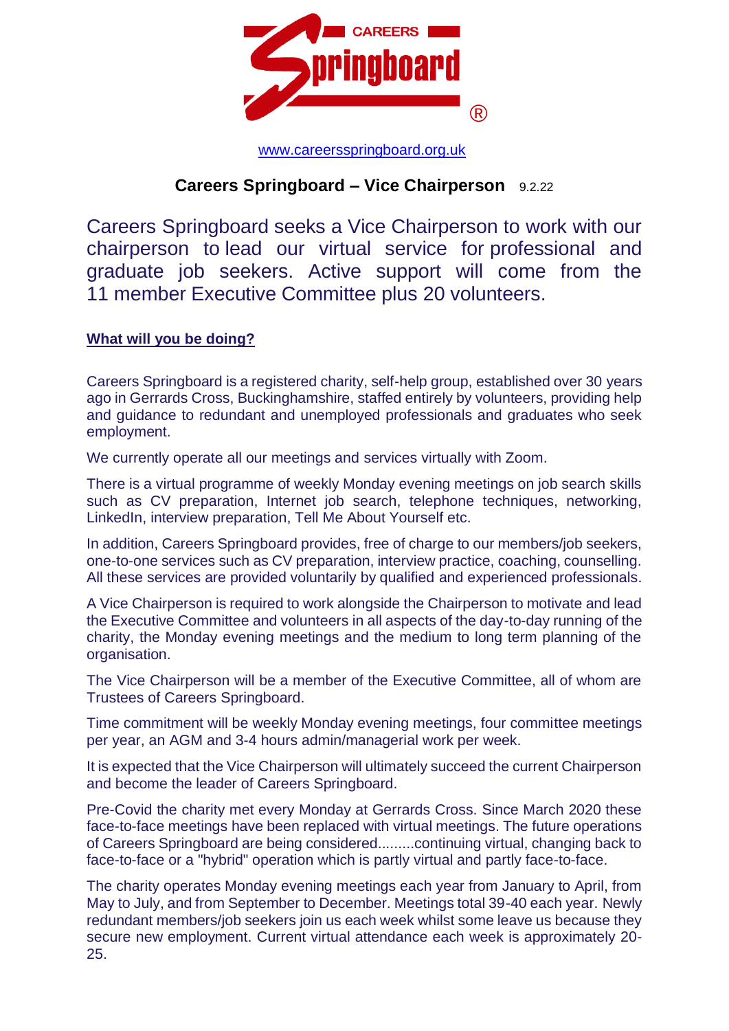CAREERS Springboard®

www.careersspringboard.org.uk

# Careers Springboard – Vice Chairperson 9.2.22

Careers Springboard seeks a Vice Chairperson to work with our chairperson to lead our virtual service for professional and graduate job seekers. Active support will come from the 11 member Executive Committee plus 20 volunteers.

## What will you be doing?

Careers Springboard is a registered charity, self-help group, established over 30 years ago in Gerrards Cross, Buckinghamshire, staffed entirely by volunteers, providing help and guidance to redundant and unemployed professionals and graduates who seek employment.

We currently operate all our meetings and services virtually with Zoom.

There is a virtual programme of weekly Monday evening meetings on job search skills such as CV preparation, Internet job search, telephone techniques, networking, LinkedIn, interview preparation, Tell Me About Yourself etc.

In addition, Careers Springboard provides, free of charge to our members/job seekers, one-to-one services such as CV preparation, interview practice, coaching, counselling. All these services are provided voluntarily by qualified and experienced professionals.

A Vice Chairperson is required to work alongside the Chairperson to motivate and lead the Executive Committee and volunteers in all aspects of the day-to-day running of the charity, the Monday evening meetings and the medium to long term planning of the organisation.

The Vice Chairperson will be a member of the Executive Committee, all of whom are Trustees of Careers Springboard.

Time commitment will be weekly Monday evening meetings, four committee meetings per year, an AGM and 3-4 hours admin/managerial work per week.

It is expected that the Vice Chairperson will ultimately succeed the current Chairperson and become the leader of Careers Springboard.

Pre-Covid the charity met every Monday at Gerrards Cross. Since March 2020 these face-to-face meetings have been replaced with virtual meetings. The future operations of Careers Springboard are being considered.........continuing virtual, changing back to face-to-face or a "hybrid" operation which is partly virtual and partly face-to-face.

The charity operates Monday evening meetings each year from January to April, from May to July, and from September to December. Meetings total 39-40 each year. Newly redundant members/job seekers join us each week whilst some leave us because they secure new employment. Current virtual attendance each week is approximately 20-25.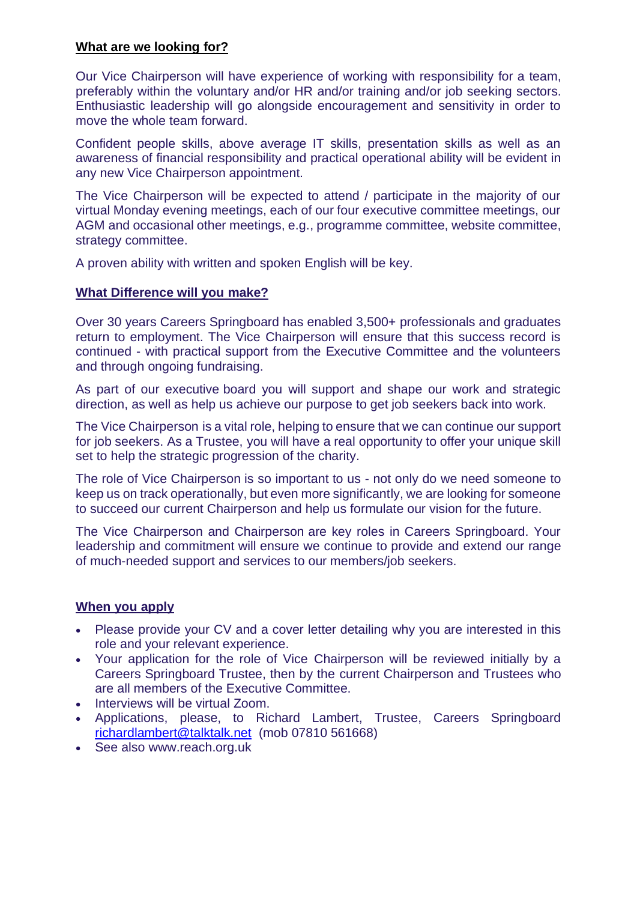## What are we looking for?

Our Vice Chairperson will have experience of working with responsibility for a team, preferably within the voluntary and/or HR and/or training and/or job seeking sectors. Enthusiastic leadership will go alongside encouragement and sensitivity in order to move the whole team forward.

Confident people skills, above average IT skills, presentation skills as well as an awareness of financial responsibility and practical operational ability will be evident in any new Vice Chairperson appointment.

The Vice Chairperson will be expected to attend / participate in the majority of our virtual Monday evening meetings, each of our four executive committee meetings, our AGM and occasional other meetings, e.g., programme committee, website committee, strategy committee.

A proven ability with written and spoken English will be key.

## What Difference will you make?

Over 30 years Careers Springboard has enabled 3,500+ professionals and graduates return to employment. The Vice Chairperson will ensure that this success record is continued - with practical support from the Executive Committee and the volunteers and through ongoing fundraising.

As part of our executive board you will support and shape our work and strategic direction, as well as help us achieve our purpose to get job seekers back into work.

The Vice Chairperson is a vital role, helping to ensure that we can continue our support for job seekers. As a Trustee, you will have a real opportunity to offer your unique skill set to help the strategic progression of the charity.

The role of Vice Chairperson is so important to us - not only do we need someone to keep us on track operationally, but even more significantly, we are looking for someone to succeed our current Chairperson and help us formulate our vision for the future.

The Vice Chairperson and Chairperson are key roles in Careers Springboard. Your leadership and commitment will ensure we continue to provide and extend our range of much-needed support and services to our members/job seekers.

## When you apply

- Please provide your CV and a cover letter detailing why you are interested in this role and your relevant experience.
- Your application for the role of Vice Chairperson will be reviewed initially by a Careers Springboard Trustee, then by the current Chairperson and Trustees who are all members of the Executive Committee.
- Interviews will be virtual Zoom.
- Applications, please, to Richard Lambert, Trustee, Careers Springboard richardlambert@talktalk.net (mob 07810 561668)
- See also www.reach.org.uk